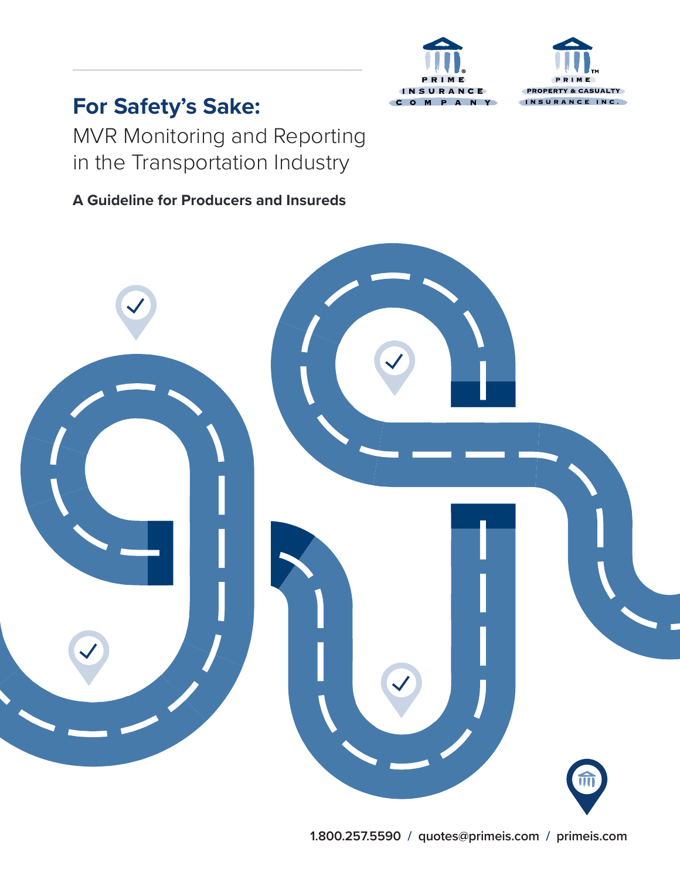PRIME INSURANCE COMPANY

PRIME PROPERTY & CASUALTY INSURANCE INC.

# For Safety's Sake:

## MVR Monitoring and Reporting in the Transportation Industry

**A Guideline for Producers and Insureds**

**1.800.257.5590 / quotes@primeis.com / primeis.com**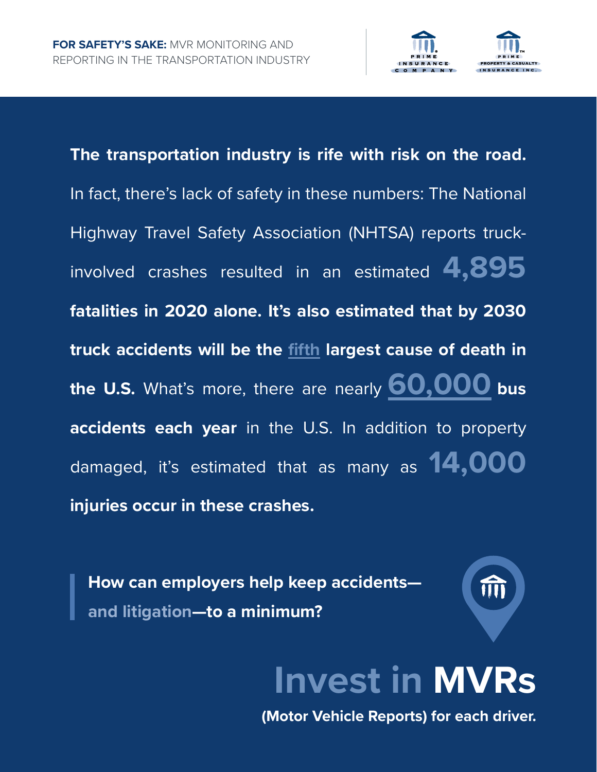**The transportation industry is rife with risk on the road.** In fact, there's lack of safety in these numbers: The National Highway Travel Safety Association (NHTSA) reports truck-involved crashes resulted in an estimated **4,895 fatalities in 2020 alone. It's also estimated that by 2030 truck accidents will be the fifth largest cause of death in the U.S.** What's more, there are nearly **60,000 bus accidents each year** in the U.S. In addition to property damaged, it's estimated that as many as **14,000 injuries occur in these crashes.**

> **How can employers help keep accidents—and litigation—to a minimum?**

## Invest in MVRs

**(Motor Vehicle Reports) for each driver.**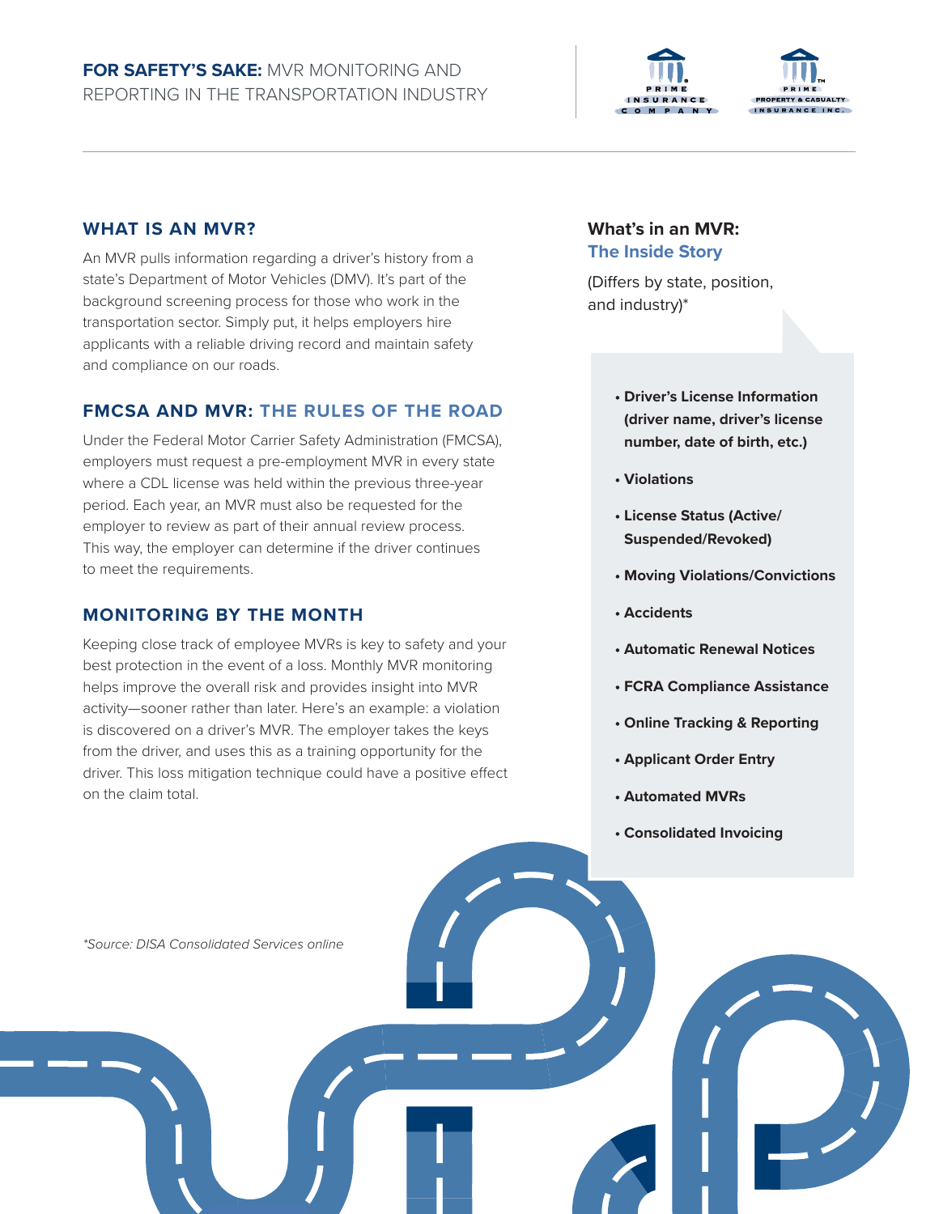# **FOR SAFETY'S SAKE:** MVR MONITORING AND REPORTING IN THE TRANSPORTATION INDUSTRY

## WHAT IS AN MVR?

An MVR pulls information regarding a driver's history from a state's Department of Motor Vehicles (DMV). It's part of the background screening process for those who work in the transportation sector. Simply put, it helps employers hire applicants with a reliable driving record and maintain safety and compliance on our roads.

## FMCSA AND MVR: THE RULES OF THE ROAD

Under the Federal Motor Carrier Safety Administration (FMCSA), employers must request a pre-employment MVR in every state where a CDL license was held within the previous three-year period. Each year, an MVR must also be requested for the employer to review as part of their annual review process. This way, the employer can determine if the driver continues to meet the requirements.

## MONITORING BY THE MONTH

Keeping close track of employee MVRs is key to safety and your best protection in the event of a loss. Monthly MVR monitoring helps improve the overall risk and provides insight into MVR activity—sooner rather than later. Here's an example: a violation is discovered on a driver's MVR. The employer takes the keys from the driver, and uses this as a training opportunity for the driver. This loss mitigation technique could have a positive effect on the claim total.

### What's in an MVR: The Inside Story

(Differs by state, position, and industry)*

- **Driver's License Information (driver name, driver's license number, date of birth, etc.)**
- **Violations**
- **License Status (Active/Suspended/Revoked)**
- **Moving Violations/Convictions**
- **Accidents**
- **Automatic Renewal Notices**
- **FCRA Compliance Assistance**
- **Online Tracking & Reporting**
- **Applicant Order Entry**
- **Automated MVRs**
- **Consolidated Invoicing**

*\*Source: DISA Consolidated Services online*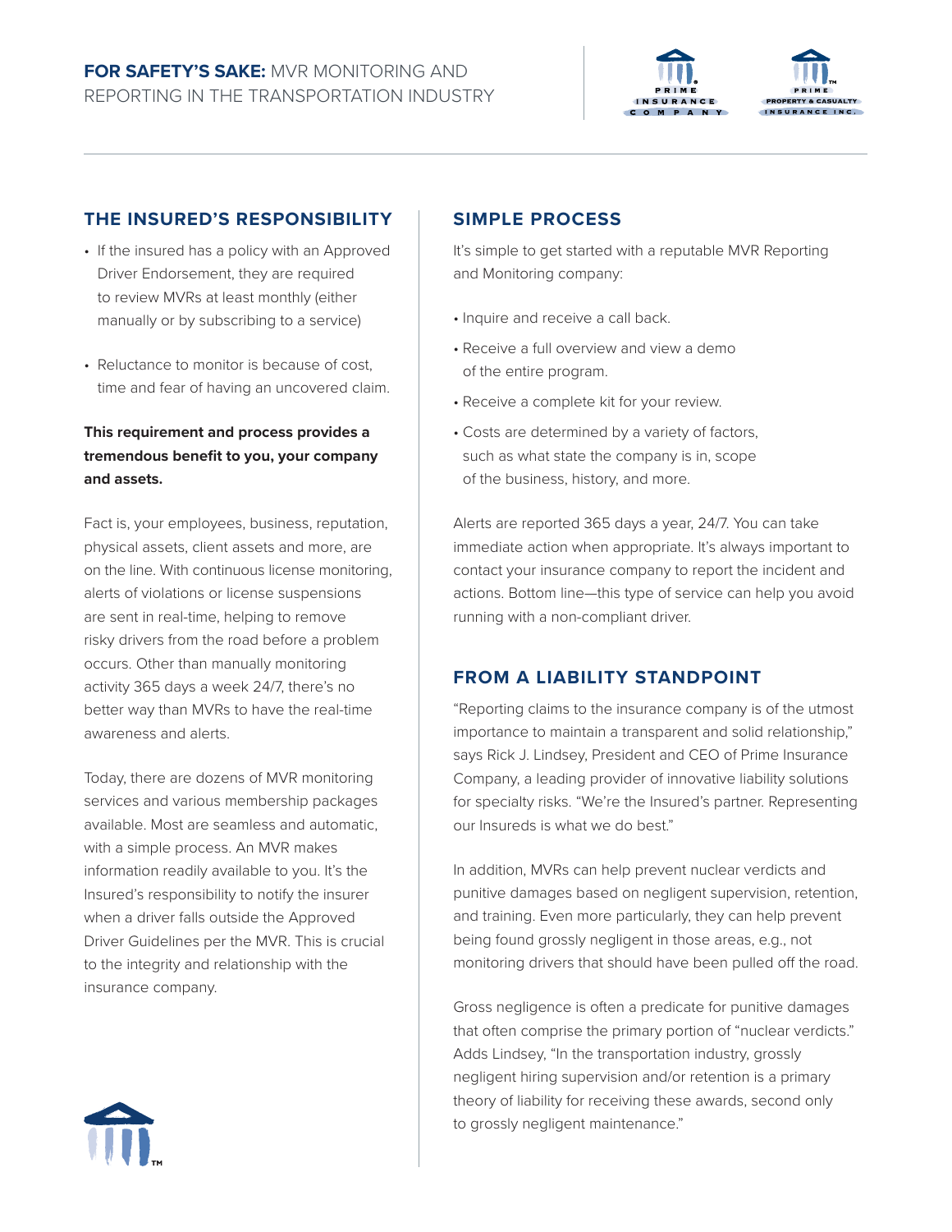## THE INSURED'S RESPONSIBILITY

- If the insured has a policy with an Approved Driver Endorsement, they are required to review MVRs at least monthly (either manually or by subscribing to a service)
- Reluctance to monitor is because of cost, time and fear of having an uncovered claim.

**This requirement and process provides a tremendous benefit to you, your company and assets.**

Fact is, your employees, business, reputation, physical assets, client assets and more, are on the line. With continuous license monitoring, alerts of violations or license suspensions are sent in real-time, helping to remove risky drivers from the road before a problem occurs. Other than manually monitoring activity 365 days a week 24/7, there's no better way than MVRs to have the real-time awareness and alerts.

Today, there are dozens of MVR monitoring services and various membership packages available. Most are seamless and automatic, with a simple process. An MVR makes information readily available to you. It's the Insured's responsibility to notify the insurer when a driver falls outside the Approved Driver Guidelines per the MVR. This is crucial to the integrity and relationship with the insurance company.

## SIMPLE PROCESS

It's simple to get started with a reputable MVR Reporting and Monitoring company:

- Inquire and receive a call back.
- Receive a full overview and view a demo of the entire program.
- Receive a complete kit for your review.
- Costs are determined by a variety of factors, such as what state the company is in, scope of the business, history, and more.

Alerts are reported 365 days a year, 24/7. You can take immediate action when appropriate. It's always important to contact your insurance company to report the incident and actions. Bottom line—this type of service can help you avoid running with a non-compliant driver.

## FROM A LIABILITY STANDPOINT

"Reporting claims to the insurance company is of the utmost importance to maintain a transparent and solid relationship," says Rick J. Lindsey, President and CEO of Prime Insurance Company, a leading provider of innovative liability solutions for specialty risks. "We're the Insured's partner. Representing our Insureds is what we do best."

In addition, MVRs can help prevent nuclear verdicts and punitive damages based on negligent supervision, retention, and training. Even more particularly, they can help prevent being found grossly negligent in those areas, e.g., not monitoring drivers that should have been pulled off the road.

Gross negligence is often a predicate for punitive damages that often comprise the primary portion of "nuclear verdicts." Adds Lindsey, "In the transportation industry, grossly negligent hiring supervision and/or retention is a primary theory of liability for receiving these awards, second only to grossly negligent maintenance."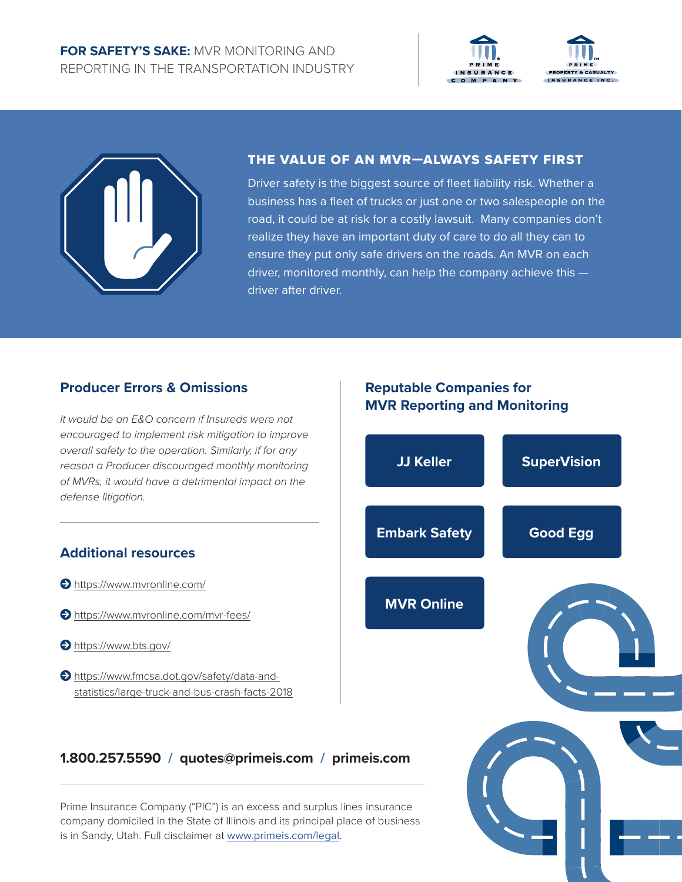**FOR SAFETY'S SAKE:** MVR MONITORING AND REPORTING IN THE TRANSPORTATION INDUSTRY

## THE VALUE OF AN MVR—ALWAYS SAFETY FIRST

Driver safety is the biggest source of fleet liability risk. Whether a business has a fleet of trucks or just one or two salespeople on the road, it could be at risk for a costly lawsuit. Many companies don't realize they have an important duty of care to do all they can to ensure they put only safe drivers on the roads. An MVR on each driver, monitored monthly, can help the company achieve this — driver after driver.

### Producer Errors & Omissions

*It would be an E&O concern if Insureds were not encouraged to implement risk mitigation to improve overall safety to the operation. Similarly, if for any reason a Producer discouraged monthly monitoring of MVRs, it would have a detrimental impact on the defense litigation.*

### Additional resources

- https://www.mvronline.com/
- https://www.mvronline.com/mvr-fees/
- https://www.bts.gov/
- https://www.fmcsa.dot.gov/safety/data-and-statistics/large-truck-and-bus-crash-facts-2018

### Reputable Companies for MVR Reporting and Monitoring

- JJ Keller
- SuperVision
- Embark Safety
- Good Egg
- MVR Online

**1.800.257.5590 / quotes@primeis.com / primeis.com**

Prime Insurance Company ("PIC") is an excess and surplus lines insurance company domiciled in the State of Illinois and its principal place of business is in Sandy, Utah. Full disclaimer at www.primeis.com/legal.